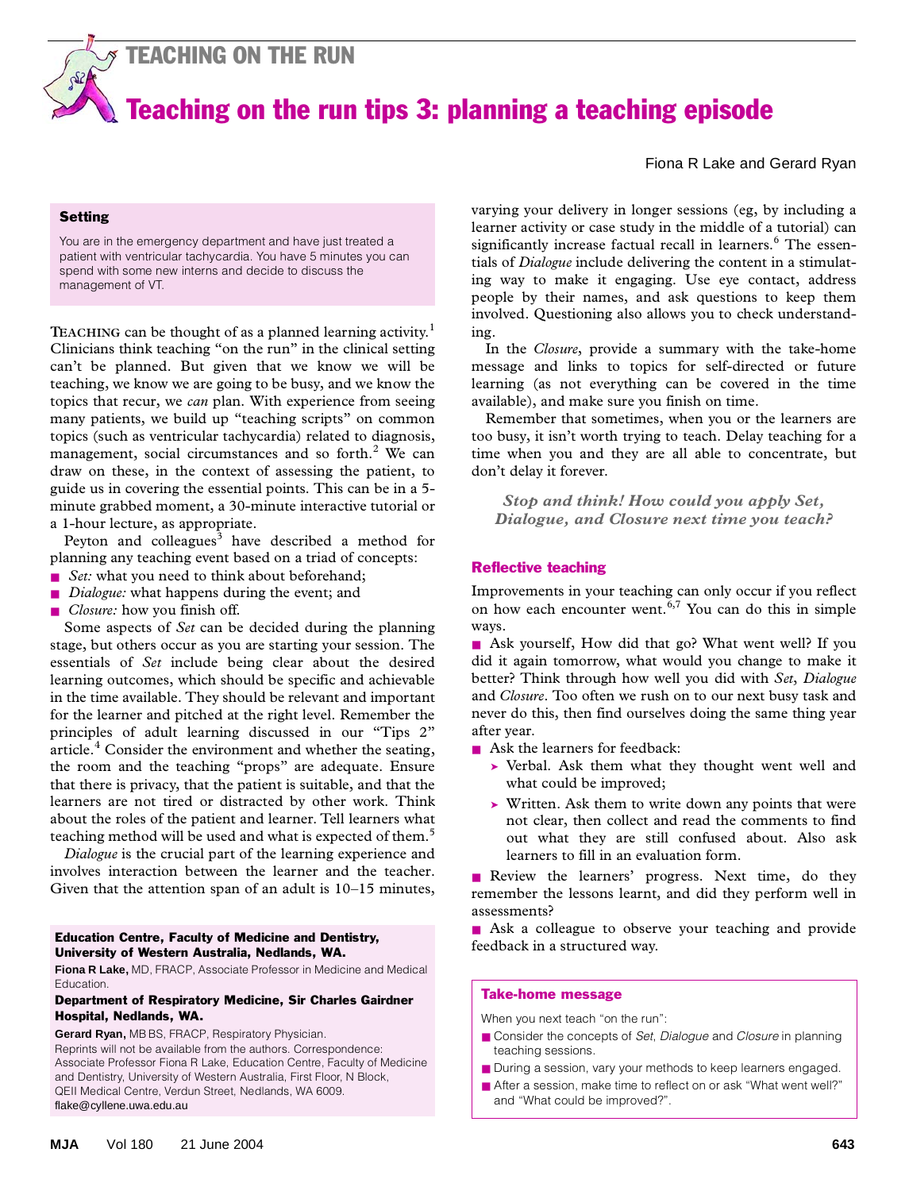TEACHING ON THE RUN

# Teaching on the run tips 3: planning a teaching episode

Fiona R Lake and Gerard Ryan

**Setting**

You are in the emergency department and have just treated a patient with ventricular tachycardia. You have 5 minutes you can spend with some new interns and decide to discuss the management of VT.

TEACHING can be thought of as a planned learning activity.[1] Clinicians think teaching "on the run" in the clinical setting can't be planned. But given that we know we will be teaching, we know we are going to be busy, and we know the topics that recur, we *can* plan. With experience from seeing many patients, we build up "teaching scripts" on common topics (such as ventricular tachycardia) related to diagnosis, management, social circumstances and so forth.[2] We can draw on these, in the context of assessing the patient, to guide us in covering the essential points. This can be in a 5-minute grabbed moment, a 30-minute interactive tutorial or a 1-hour lecture, as appropriate.

Peyton and colleagues[3] have described a method for planning any teaching event based on a triad of concepts:

- *Set:* what you need to think about beforehand;
- *Dialogue:* what happens during the event; and
- *Closure:* how you finish off.

Some aspects of *Set* can be decided during the planning stage, but others occur as you are starting your session. The essentials of *Set* include being clear about the desired learning outcomes, which should be specific and achievable in the time available. They should be relevant and important for the learner and pitched at the right level. Remember the principles of adult learning discussed in our "Tips 2" article.[4] Consider the environment and whether the seating, the room and the teaching "props" are adequate. Ensure that there is privacy, that the patient is suitable, and that the learners are not tired or distracted by other work. Think about the roles of the patient and learner. Tell learners what teaching method will be used and what is expected of them.[5]

*Dialogue* is the crucial part of the learning experience and involves interaction between the learner and the teacher. Given that the attention span of an adult is 10–15 minutes, varying your delivery in longer sessions (eg, by including a learner activity or case study in the middle of a tutorial) can significantly increase factual recall in learners.[6] The essentials of *Dialogue* include delivering the content in a stimulating way to make it engaging. Use eye contact, address people by their names, and ask questions to keep them involved. Questioning also allows you to check understanding.

In the *Closure*, provide a summary with the take-home message and links to topics for self-directed or future learning (as not everything can be covered in the time available), and make sure you finish on time.

Remember that sometimes, when you or the learners are too busy, it isn't worth trying to teach. Delay teaching for a time when you and they are all able to concentrate, but don't delay it forever.

***Stop and think! How could you apply Set, Dialogue, and Closure next time you teach?***

## Reflective teaching

Improvements in your teaching can only occur if you reflect on how each encounter went.[6,7] You can do this in simple ways.

- Ask yourself, How did that go? What went well? If you did it again tomorrow, what would you change to make it better? Think through how well you did with *Set*, *Dialogue* and *Closure*. Too often we rush on to our next busy task and never do this, then find ourselves doing the same thing year after year.
- Ask the learners for feedback:
  - Verbal. Ask them what they thought went well and what could be improved;
  - Written. Ask them to write down any points that were not clear, then collect and read the comments to find out what they are still confused about. Also ask learners to fill in an evaluation form.
- Review the learners' progress. Next time, do they remember the lessons learnt, and did they perform well in assessments?
- Ask a colleague to observe your teaching and provide feedback in a structured way.

**Take-home message**

When you next teach "on the run":

- Consider the concepts of *Set*, *Dialogue* and *Closure* in planning teaching sessions.
- During a session, vary your methods to keep learners engaged.
- After a session, make time to reflect on or ask "What went well?" and "What could be improved?".

**Education Centre, Faculty of Medicine and Dentistry, University of Western Australia, Nedlands, WA.**

**Fiona R Lake,** MD, FRACP, Associate Professor in Medicine and Medical Education.

**Department of Respiratory Medicine, Sir Charles Gairdner Hospital, Nedlands, WA.**

**Gerard Ryan,** MB BS, FRACP, Respiratory Physician.

Reprints will not be available from the authors. Correspondence: Associate Professor Fiona R Lake, Education Centre, Faculty of Medicine and Dentistry, University of Western Australia, First Floor, N Block, QEII Medical Centre, Verdun Street, Nedlands, WA 6009. flake@cyllene.uwa.edu.au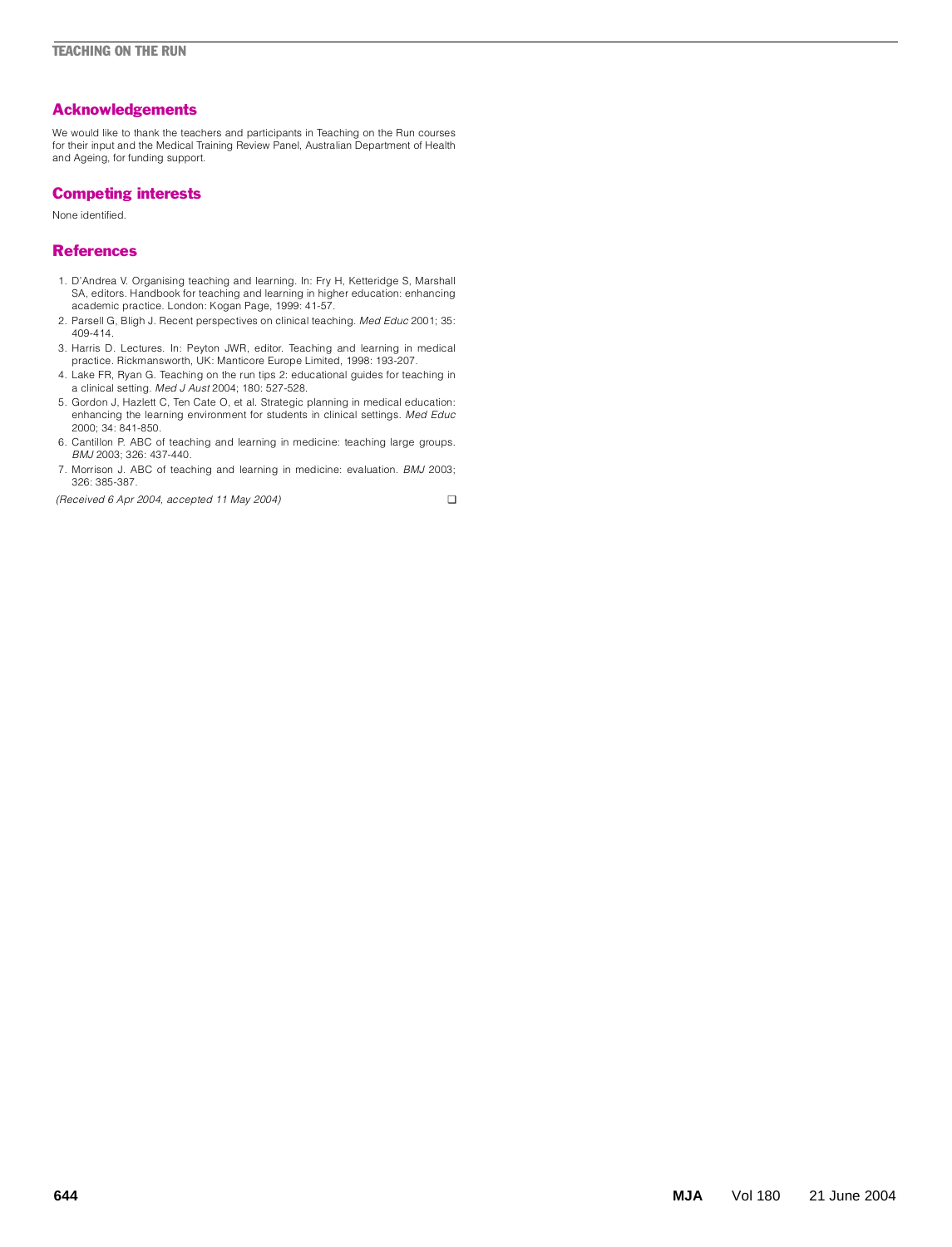## Acknowledgements

We would like to thank the teachers and participants in Teaching on the Run courses for their input and the Medical Training Review Panel, Australian Department of Health and Ageing, for funding support.

## Competing interests

None identified.

## References

1. D'Andrea V. Organising teaching and learning. In: Fry H, Ketteridge S, Marshall SA, editors. Handbook for teaching and learning in higher education: enhancing academic practice. London: Kogan Page, 1999: 41-57.
2. Parsell G, Bligh J. Recent perspectives on clinical teaching. *Med Educ* 2001; 35: 409-414.
3. Harris D. Lectures. In: Peyton JWR, editor. Teaching and learning in medical practice. Rickmansworth, UK: Manticore Europe Limited, 1998: 193-207.
4. Lake FR, Ryan G. Teaching on the run tips 2: educational guides for teaching in a clinical setting. *Med J Aust* 2004; 180: 527-528.
5. Gordon J, Hazlett C, Ten Cate O, et al. Strategic planning in medical education: enhancing the learning environment for students in clinical settings. *Med Educ* 2000; 34: 841-850.
6. Cantillon P. ABC of teaching and learning in medicine: teaching large groups. *BMJ* 2003; 326: 437-440.
7. Morrison J. ABC of teaching and learning in medicine: evaluation. *BMJ* 2003; 326: 385-387.

*(Received 6 Apr 2004, accepted 11 May 2004)* ❑